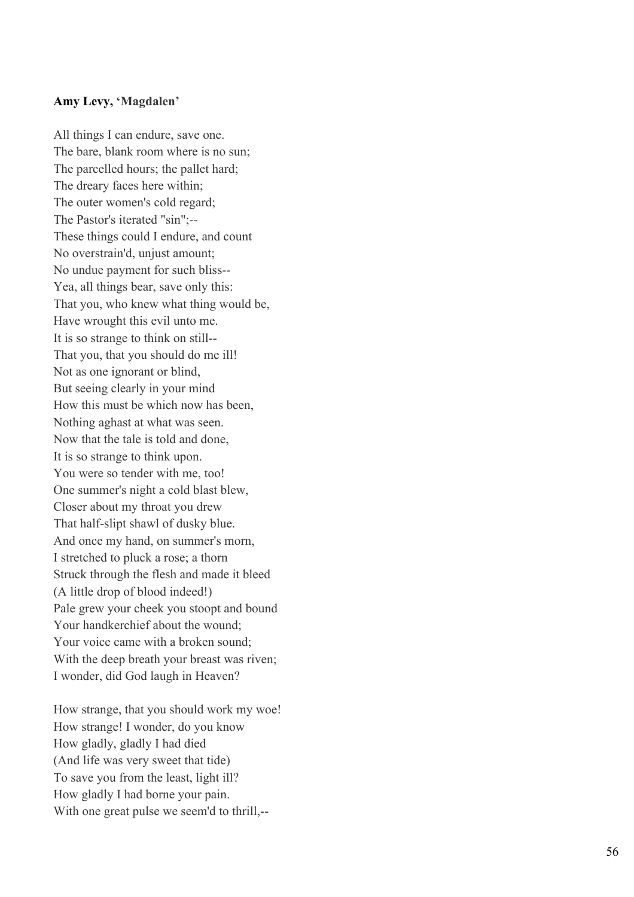**Amy Levy, 'Magdalen'**

All things I can endure, save one.  
The bare, blank room where is no sun;  
The parcelled hours; the pallet hard;  
The dreary faces here within;  
The outer women's cold regard;  
The Pastor's iterated "sin";--  
These things could I endure, and count  
No overstrain'd, unjust amount;  
No undue payment for such bliss--  
Yea, all things bear, save only this:  
That you, who knew what thing would be,  
Have wrought this evil unto me.  
It is so strange to think on still--  
That you, that you should do me ill!  
Not as one ignorant or blind,  
But seeing clearly in your mind  
How this must be which now has been,  
Nothing aghast at what was seen.  
Now that the tale is told and done,  
It is so strange to think upon.  
You were so tender with me, too!  
One summer's night a cold blast blew,  
Closer about my throat you drew  
That half-slipt shawl of dusky blue.  
And once my hand, on summer's morn,  
I stretched to pluck a rose; a thorn  
Struck through the flesh and made it bleed  
(A little drop of blood indeed!)  
Pale grew your cheek you stoopt and bound  
Your handkerchief about the wound;  
Your voice came with a broken sound;  
With the deep breath your breast was riven;  
I wonder, did God laugh in Heaven?

How strange, that you should work my woe!  
How strange! I wonder, do you know  
How gladly, gladly I had died  
(And life was very sweet that tide)  
To save you from the least, light ill?  
How gladly I had borne your pain.  
With one great pulse we seem'd to thrill,--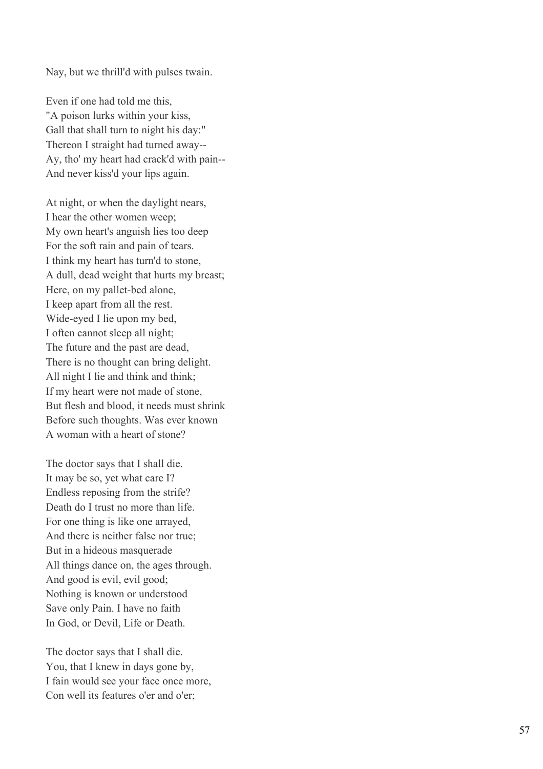Nay, but we thrill'd with pulses twain.

Even if one had told me this,
"A poison lurks within your kiss,
Gall that shall turn to night his day:"
Thereon I straight had turned away--
Ay, tho' my heart had crack'd with pain--
And never kiss'd your lips again.

At night, or when the daylight nears,
I hear the other women weep;
My own heart's anguish lies too deep
For the soft rain and pain of tears.
I think my heart has turn'd to stone,
A dull, dead weight that hurts my breast;
Here, on my pallet-bed alone,
I keep apart from all the rest.
Wide-eyed I lie upon my bed,
I often cannot sleep all night;
The future and the past are dead,
There is no thought can bring delight.
All night I lie and think and think;
If my heart were not made of stone,
But flesh and blood, it needs must shrink
Before such thoughts. Was ever known
A woman with a heart of stone?

The doctor says that I shall die.
It may be so, yet what care I?
Endless reposing from the strife?
Death do I trust no more than life.
For one thing is like one arrayed,
And there is neither false nor true;
But in a hideous masquerade
All things dance on, the ages through.
And good is evil, evil good;
Nothing is known or understood
Save only Pain. I have no faith
In God, or Devil, Life or Death.

The doctor says that I shall die.
You, that I knew in days gone by,
I fain would see your face once more,
Con well its features o'er and o'er;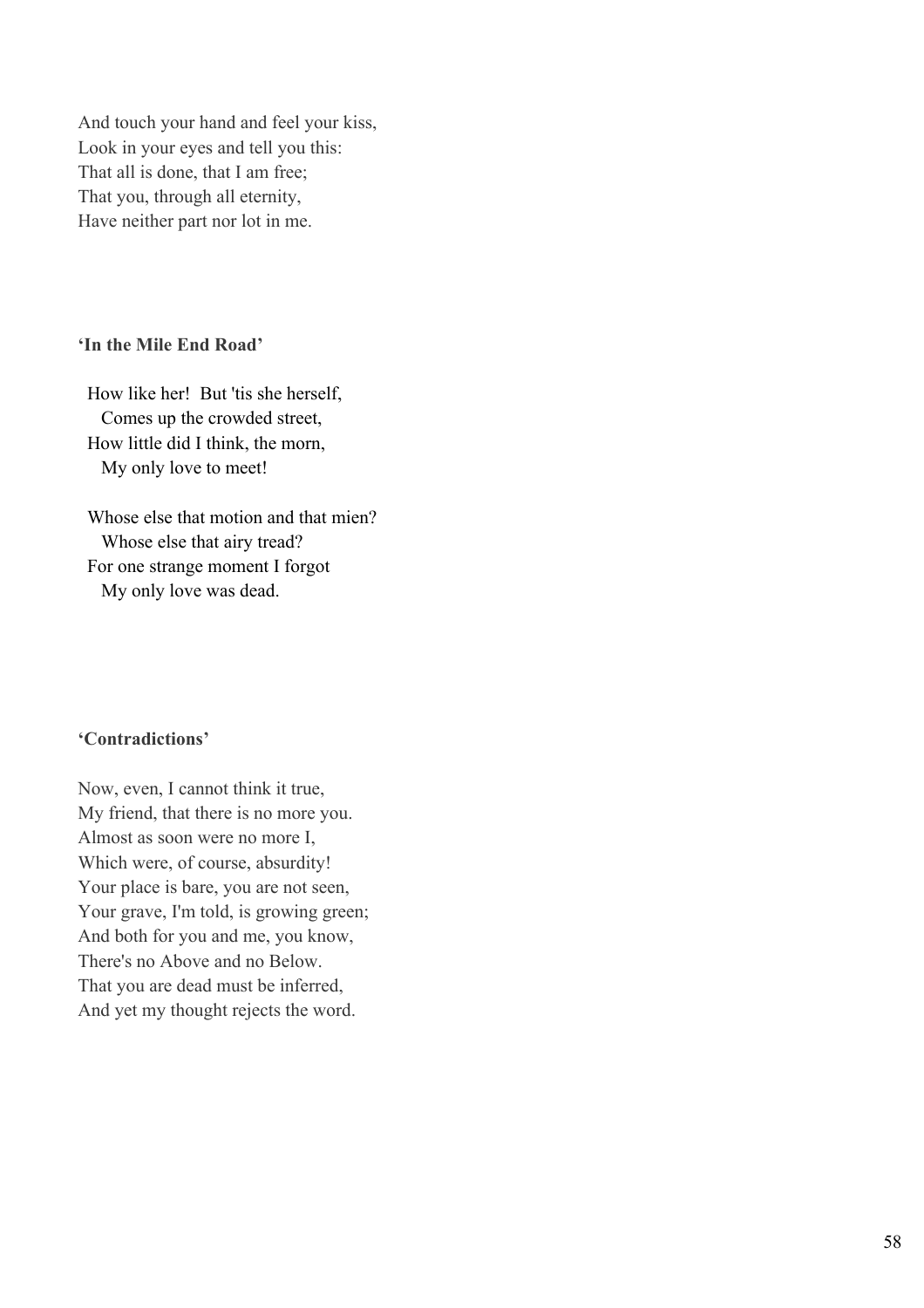And touch your hand and feel your kiss,
Look in your eyes and tell you this:
That all is done, that I am free;
That you, through all eternity,
Have neither part nor lot in me.

### **'In the Mile End Road'**

How like her! But 'tis she herself,
Comes up the crowded street,
How little did I think, the morn,
My only love to meet!

Whose else that motion and that mien?
Whose else that airy tread?
For one strange moment I forgot
My only love was dead.

### **'Contradictions'**

Now, even, I cannot think it true,
My friend, that there is no more you.
Almost as soon were no more I,
Which were, of course, absurdity!
Your place is bare, you are not seen,
Your grave, I'm told, is growing green;
And both for you and me, you know,
There's no Above and no Below.
That you are dead must be inferred,
And yet my thought rejects the word.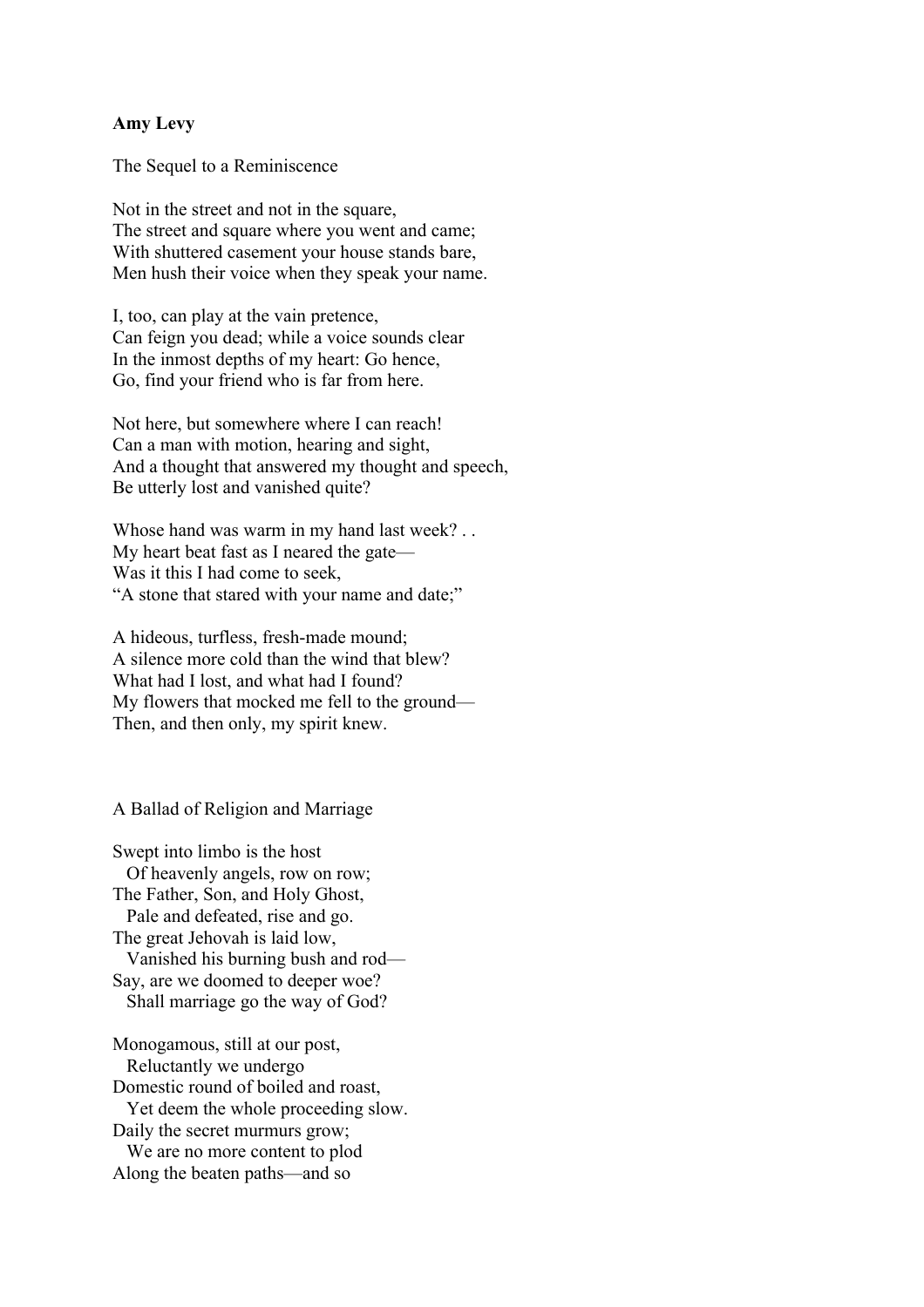**Amy Levy**

The Sequel to a Reminiscence

Not in the street and not in the square,  
The street and square where you went and came;  
With shuttered casement your house stands bare,  
Men hush their voice when they speak your name.

I, too, can play at the vain pretence,  
Can feign you dead; while a voice sounds clear  
In the inmost depths of my heart: Go hence,  
Go, find your friend who is far from here.

Not here, but somewhere where I can reach!  
Can a man with motion, hearing and sight,  
And a thought that answered my thought and speech,  
Be utterly lost and vanished quite?

Whose hand was warm in my hand last week? . .  
My heart beat fast as I neared the gate—  
Was it this I had come to seek,  
"A stone that stared with your name and date;"

A hideous, turfless, fresh-made mound;  
A silence more cold than the wind that blew?  
What had I lost, and what had I found?  
My flowers that mocked me fell to the ground—  
Then, and then only, my spirit knew.

A Ballad of Religion and Marriage

Swept into limbo is the host  
  Of heavenly angels, row on row;  
The Father, Son, and Holy Ghost,  
  Pale and defeated, rise and go.  
The great Jehovah is laid low,  
  Vanished his burning bush and rod—  
Say, are we doomed to deeper woe?  
  Shall marriage go the way of God?

Monogamous, still at our post,  
  Reluctantly we undergo  
Domestic round of boiled and roast,  
  Yet deem the whole proceeding slow.  
Daily the secret murmurs grow;  
  We are no more content to plod  
Along the beaten paths—and so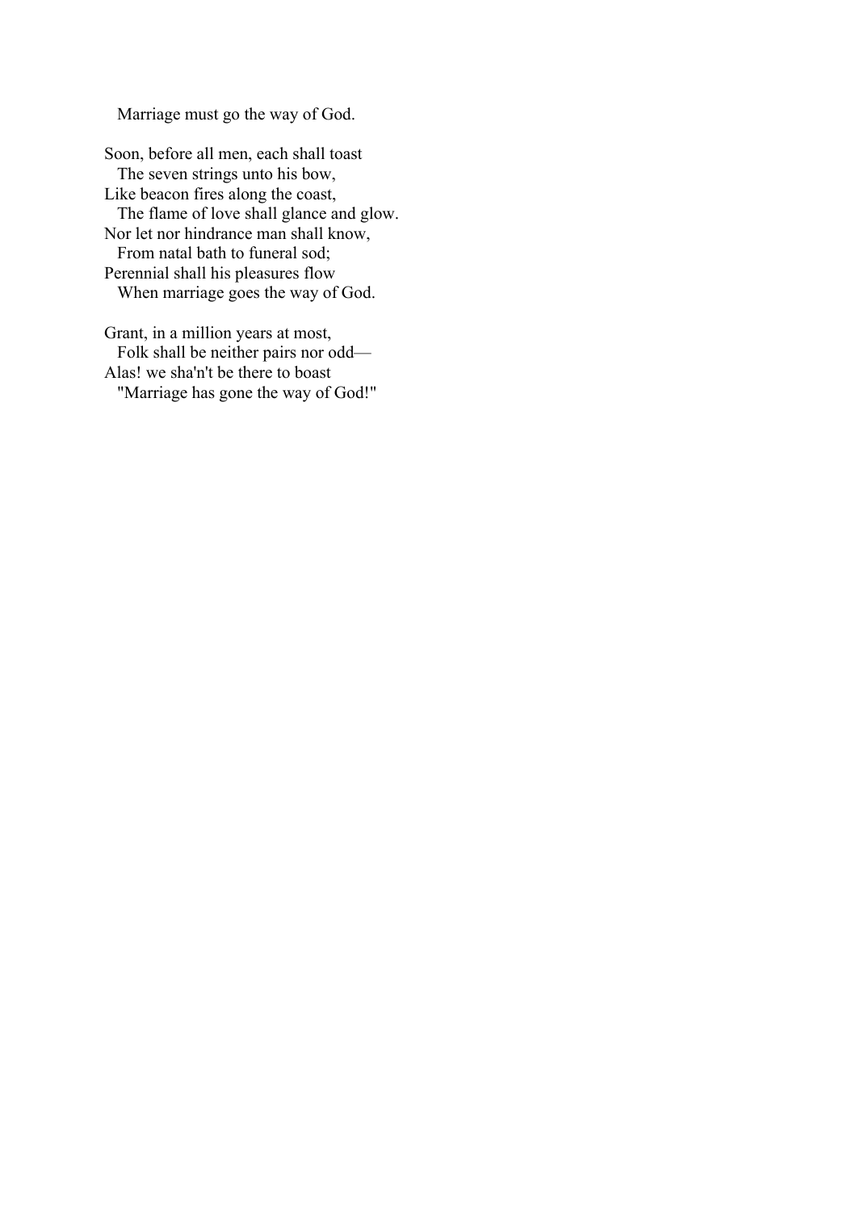Marriage must go the way of God.

Soon, before all men, each shall toast  
The seven strings unto his bow,  
Like beacon fires along the coast,  
The flame of love shall glance and glow.  
Nor let nor hindrance man shall know,  
From natal bath to funeral sod;  
Perennial shall his pleasures flow  
When marriage goes the way of God.

Grant, in a million years at most,  
Folk shall be neither pairs nor odd—  
Alas! we sha'n't be there to boast  
"Marriage has gone the way of God!"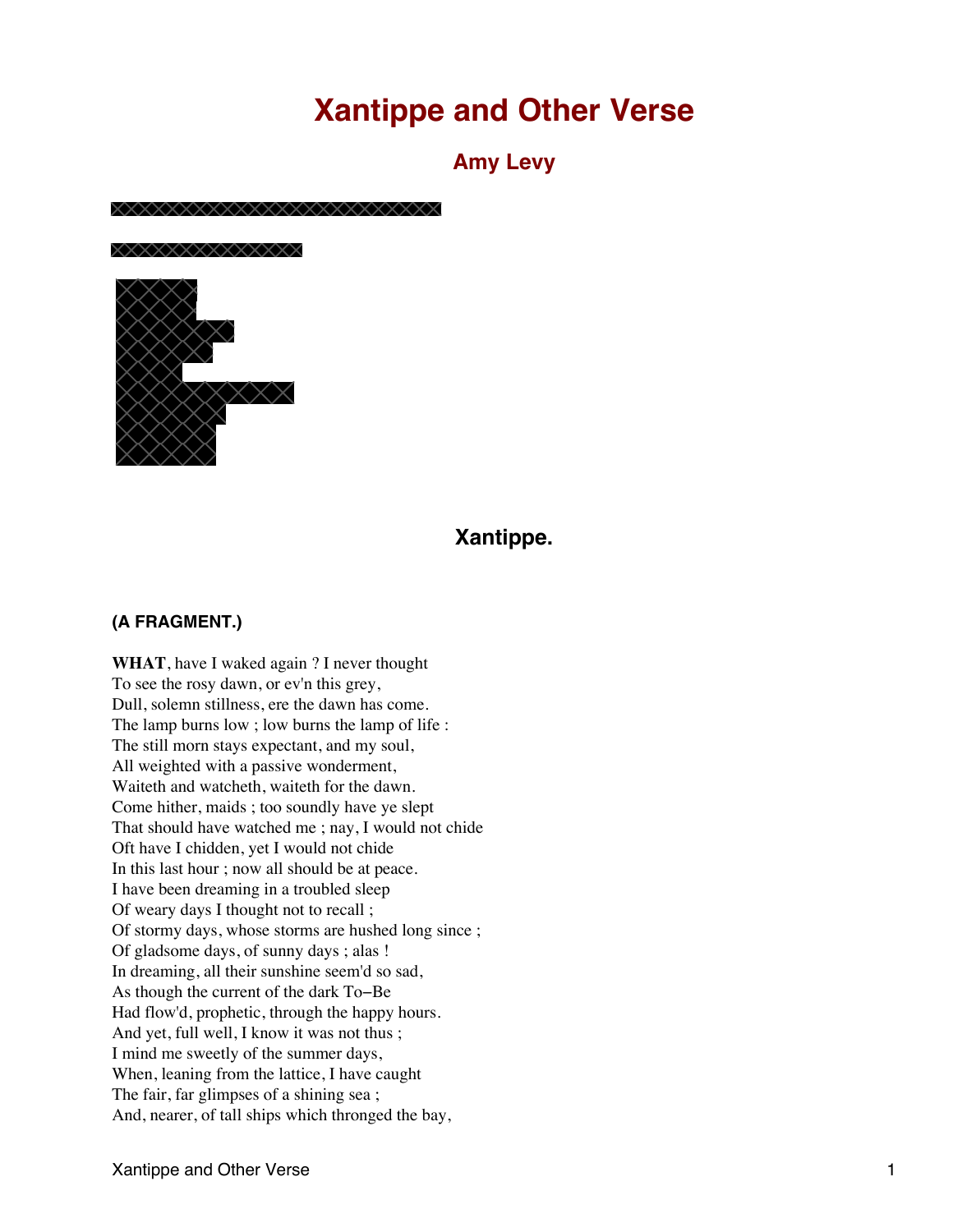# Xantippe and Other Verse

## Amy Levy

## Xantippe.

### (A FRAGMENT.)

**WHAT**, have I waked again ? I never thought
To see the rosy dawn, or ev'n this grey,
Dull, solemn stillness, ere the dawn has come.
The lamp burns low ; low burns the lamp of life :
The still morn stays expectant, and my soul,
All weighted with a passive wonderment,
Waiteth and watcheth, waiteth for the dawn.
Come hither, maids ; too soundly have ye slept
That should have watched me ; nay, I would not chide
Oft have I chidden, yet I would not chide
In this last hour ; now all should be at peace.
I have been dreaming in a troubled sleep
Of weary days I thought not to recall ;
Of stormy days, whose storms are hushed long since ;
Of gladsome days, of sunny days ; alas !
In dreaming, all their sunshine seem'd so sad,
As though the current of the dark To−Be
Had flow'd, prophetic, through the happy hours.
And yet, full well, I know it was not thus ;
I mind me sweetly of the summer days,
When, leaning from the lattice, I have caught
The fair, far glimpses of a shining sea ;
And, nearer, of tall ships which thronged the bay,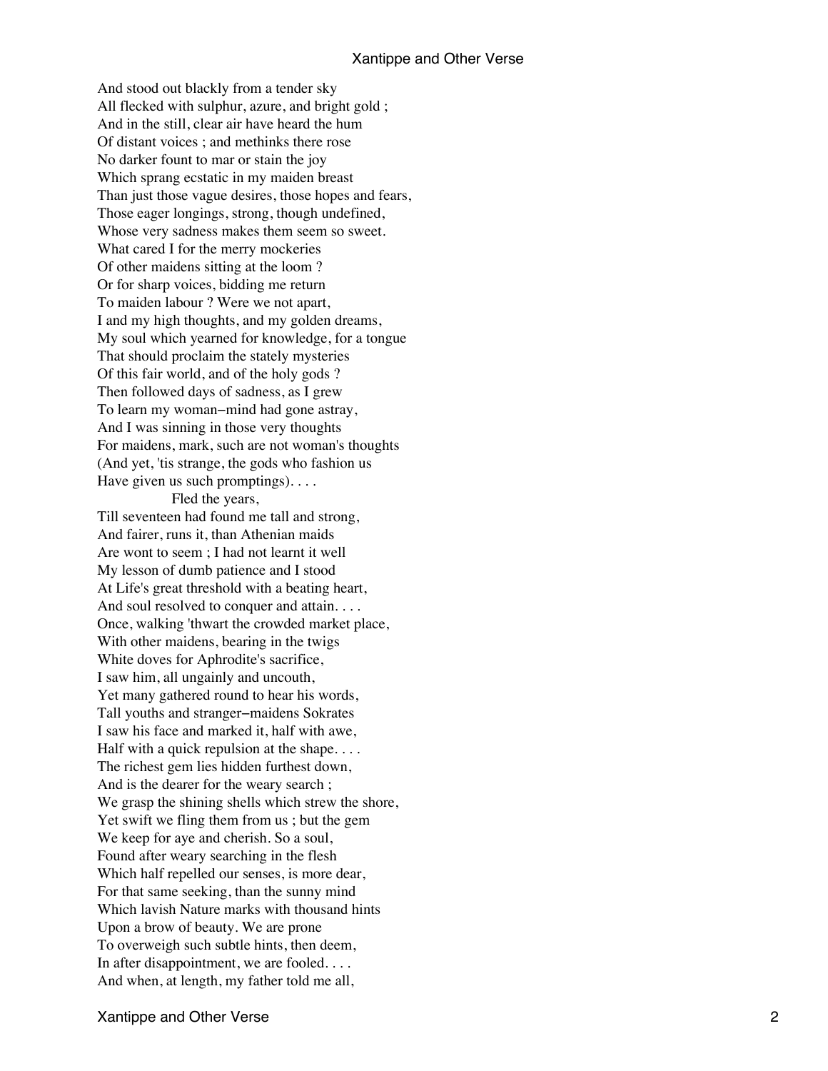And stood out blackly from a tender sky
All flecked with sulphur, azure, and bright gold ;
And in the still, clear air have heard the hum
Of distant voices ; and methinks there rose
No darker fount to mar or stain the joy
Which sprang ecstatic in my maiden breast
Than just those vague desires, those hopes and fears,
Those eager longings, strong, though undefined,
Whose very sadness makes them seem so sweet.
What cared I for the merry mockeries
Of other maidens sitting at the loom ?
Or for sharp voices, bidding me return
To maiden labour ? Were we not apart,
I and my high thoughts, and my golden dreams,
My soul which yearned for knowledge, for a tongue
That should proclaim the stately mysteries
Of this fair world, and of the holy gods ?
Then followed days of sadness, as I grew
To learn my woman−mind had gone astray,
And I was sinning in those very thoughts
For maidens, mark, such are not woman's thoughts
(And yet, 'tis strange, the gods who fashion us
Have given us such promptings). . . .
&emsp;&emsp;&emsp;&emsp;&emsp;Fled the years,
Till seventeen had found me tall and strong,
And fairer, runs it, than Athenian maids
Are wont to seem ; I had not learnt it well
My lesson of dumb patience and I stood
At Life's great threshold with a beating heart,
And soul resolved to conquer and attain. . . .
Once, walking 'thwart the crowded market place,
With other maidens, bearing in the twigs
White doves for Aphrodite's sacrifice,
I saw him, all ungainly and uncouth,
Yet many gathered round to hear his words,
Tall youths and stranger−maidens Sokrates
I saw his face and marked it, half with awe,
Half with a quick repulsion at the shape. . . .
The richest gem lies hidden furthest down,
And is the dearer for the weary search ;
We grasp the shining shells which strew the shore,
Yet swift we fling them from us ; but the gem
We keep for aye and cherish. So a soul,
Found after weary searching in the flesh
Which half repelled our senses, is more dear,
For that same seeking, than the sunny mind
Which lavish Nature marks with thousand hints
Upon a brow of beauty. We are prone
To overweigh such subtle hints, then deem,
In after disappointment, we are fooled. . . .
And when, at length, my father told me all,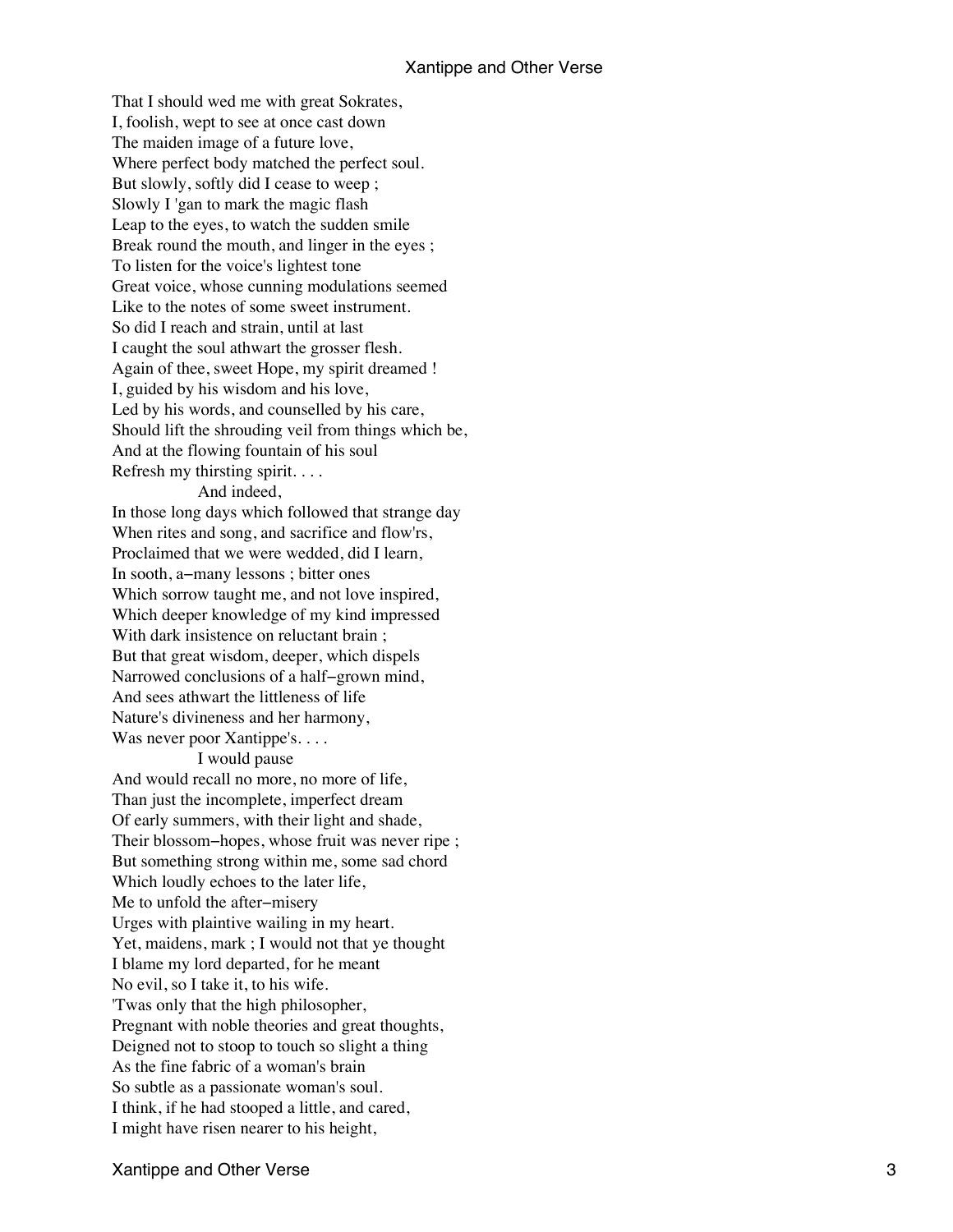That I should wed me with great Sokrates,
I, foolish, wept to see at once cast down
The maiden image of a future love,
Where perfect body matched the perfect soul.
But slowly, softly did I cease to weep ;
Slowly I 'gan to mark the magic flash
Leap to the eyes, to watch the sudden smile
Break round the mouth, and linger in the eyes ;
To listen for the voice's lightest tone
Great voice, whose cunning modulations seemed
Like to the notes of some sweet instrument.
So did I reach and strain, until at last
I caught the soul athwart the grosser flesh.
Again of thee, sweet Hope, my spirit dreamed !
I, guided by his wisdom and his love,
Led by his words, and counselled by his care,
Should lift the shrouding veil from things which be,
And at the flowing fountain of his soul
Refresh my thirsting spirit. . . .
                    And indeed,
In those long days which followed that strange day
When rites and song, and sacrifice and flow'rs,
Proclaimed that we were wedded, did I learn,
In sooth, a−many lessons ; bitter ones
Which sorrow taught me, and not love inspired,
Which deeper knowledge of my kind impressed
With dark insistence on reluctant brain ;
But that great wisdom, deeper, which dispels
Narrowed conclusions of a half−grown mind,
And sees athwart the littleness of life
Nature's divineness and her harmony,
Was never poor Xantippe's. . . .
                    I would pause
And would recall no more, no more of life,
Than just the incomplete, imperfect dream
Of early summers, with their light and shade,
Their blossom−hopes, whose fruit was never ripe ;
But something strong within me, some sad chord
Which loudly echoes to the later life,
Me to unfold the after−misery
Urges with plaintive wailing in my heart.
Yet, maidens, mark ; I would not that ye thought
I blame my lord departed, for he meant
No evil, so I take it, to his wife.
'Twas only that the high philosopher,
Pregnant with noble theories and great thoughts,
Deigned not to stoop to touch so slight a thing
As the fine fabric of a woman's brain
So subtle as a passionate woman's soul.
I think, if he had stooped a little, and cared,
I might have risen nearer to his height,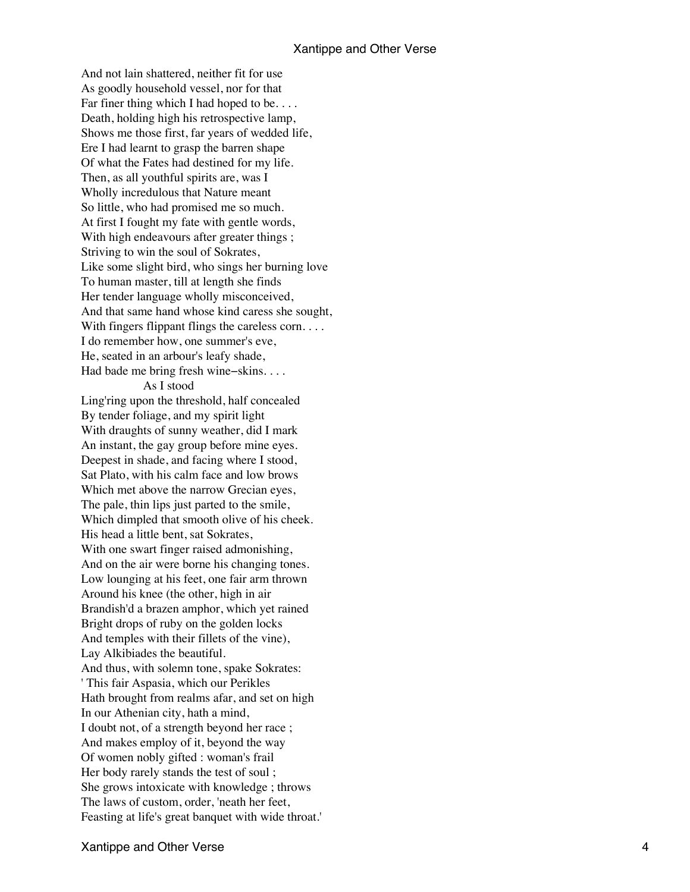And not lain shattered, neither fit for use
As goodly household vessel, nor for that
Far finer thing which I had hoped to be. . . .
Death, holding high his retrospective lamp,
Shows me those first, far years of wedded life,
Ere I had learnt to grasp the barren shape
Of what the Fates had destined for my life.
Then, as all youthful spirits are, was I
Wholly incredulous that Nature meant
So little, who had promised me so much.
At first I fought my fate with gentle words,
With high endeavours after greater things ;
Striving to win the soul of Sokrates,
Like some slight bird, who sings her burning love
To human master, till at length she finds
Her tender language wholly misconceived,
And that same hand whose kind caress she sought,
With fingers flippant flings the careless corn. . . .
I do remember how, one summer's eve,
He, seated in an arbour's leafy shade,
Had bade me bring fresh wine−skins. . . .
                As I stood
Ling'ring upon the threshold, half concealed
By tender foliage, and my spirit light
With draughts of sunny weather, did I mark
An instant, the gay group before mine eyes.
Deepest in shade, and facing where I stood,
Sat Plato, with his calm face and low brows
Which met above the narrow Grecian eyes,
The pale, thin lips just parted to the smile,
Which dimpled that smooth olive of his cheek.
His head a little bent, sat Sokrates,
With one swart finger raised admonishing,
And on the air were borne his changing tones.
Low lounging at his feet, one fair arm thrown
Around his knee (the other, high in air
Brandish'd a brazen amphor, which yet rained
Bright drops of ruby on the golden locks
And temples with their fillets of the vine),
Lay Alkibiades the beautiful.
And thus, with solemn tone, spake Sokrates:
' This fair Aspasia, which our Perikles
Hath brought from realms afar, and set on high
In our Athenian city, hath a mind,
I doubt not, of a strength beyond her race ;
And makes employ of it, beyond the way
Of women nobly gifted : woman's frail
Her body rarely stands the test of soul ;
She grows intoxicate with knowledge ; throws
The laws of custom, order, 'neath her feet,
Feasting at life's great banquet with wide throat.'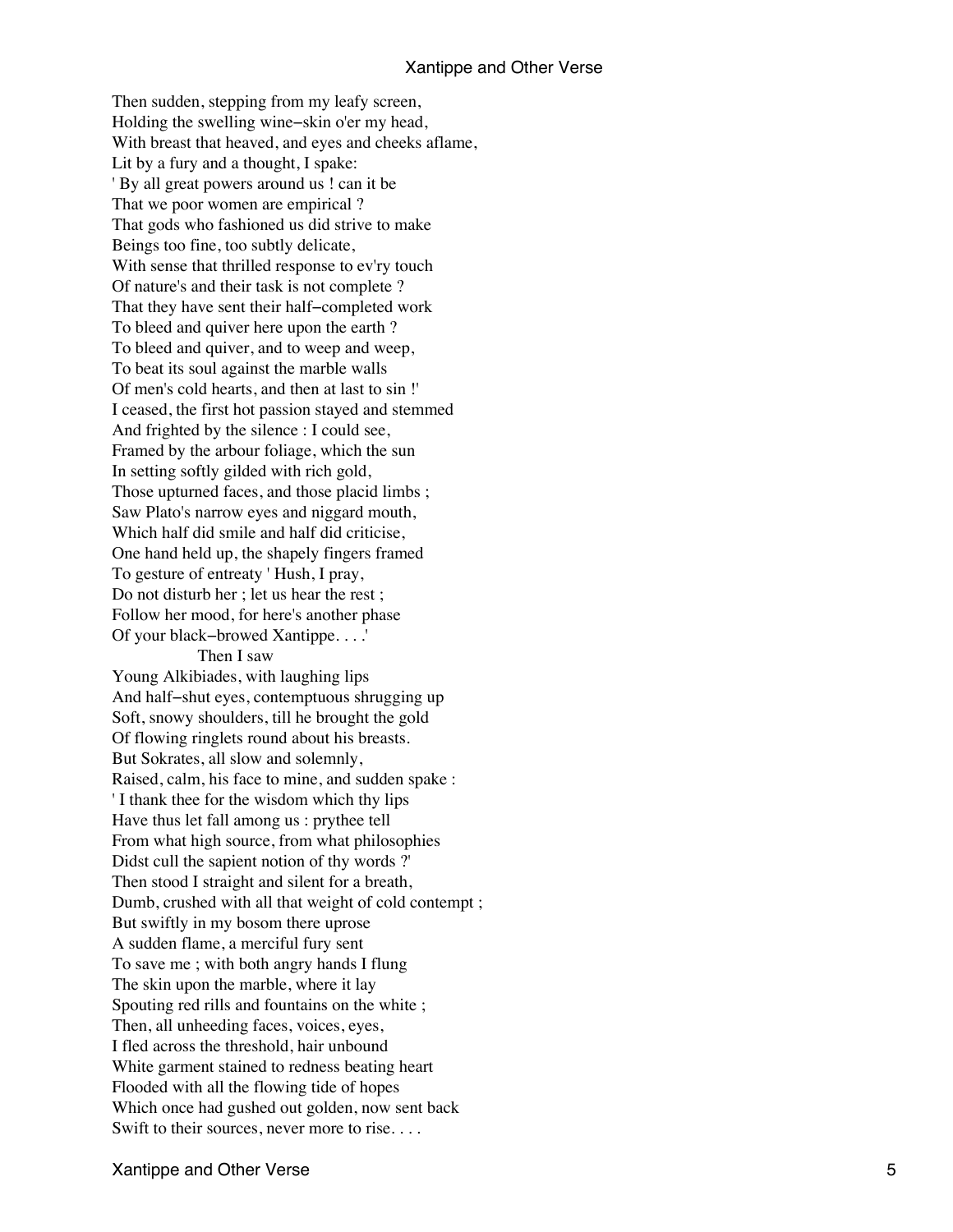Then sudden, stepping from my leafy screen,
Holding the swelling wine−skin o'er my head,
With breast that heaved, and eyes and cheeks aflame,
Lit by a fury and a thought, I spake:
' By all great powers around us ! can it be
That we poor women are empirical ?
That gods who fashioned us did strive to make
Beings too fine, too subtly delicate,
With sense that thrilled response to ev'ry touch
Of nature's and their task is not complete ?
That they have sent their half−completed work
To bleed and quiver here upon the earth ?
To bleed and quiver, and to weep and weep,
To beat its soul against the marble walls
Of men's cold hearts, and then at last to sin !'
I ceased, the first hot passion stayed and stemmed
And frighted by the silence : I could see,
Framed by the arbour foliage, which the sun
In setting softly gilded with rich gold,
Those upturned faces, and those placid limbs ;
Saw Plato's narrow eyes and niggard mouth,
Which half did smile and half did criticise,
One hand held up, the shapely fingers framed
To gesture of entreaty ' Hush, I pray,
Do not disturb her ; let us hear the rest ;
Follow her mood, for here's another phase
Of your black−browed Xantippe. . . .'
                    Then I saw
Young Alkibiades, with laughing lips
And half−shut eyes, contemptuous shrugging up
Soft, snowy shoulders, till he brought the gold
Of flowing ringlets round about his breasts.
But Sokrates, all slow and solemnly,
Raised, calm, his face to mine, and sudden spake :
' I thank thee for the wisdom which thy lips
Have thus let fall among us : prythee tell
From what high source, from what philosophies
Didst cull the sapient notion of thy words ?'
Then stood I straight and silent for a breath,
Dumb, crushed with all that weight of cold contempt ;
But swiftly in my bosom there uprose
A sudden flame, a merciful fury sent
To save me ; with both angry hands I flung
The skin upon the marble, where it lay
Spouting red rills and fountains on the white ;
Then, all unheeding faces, voices, eyes,
I fled across the threshold, hair unbound
White garment stained to redness beating heart
Flooded with all the flowing tide of hopes
Which once had gushed out golden, now sent back
Swift to their sources, never more to rise. . . .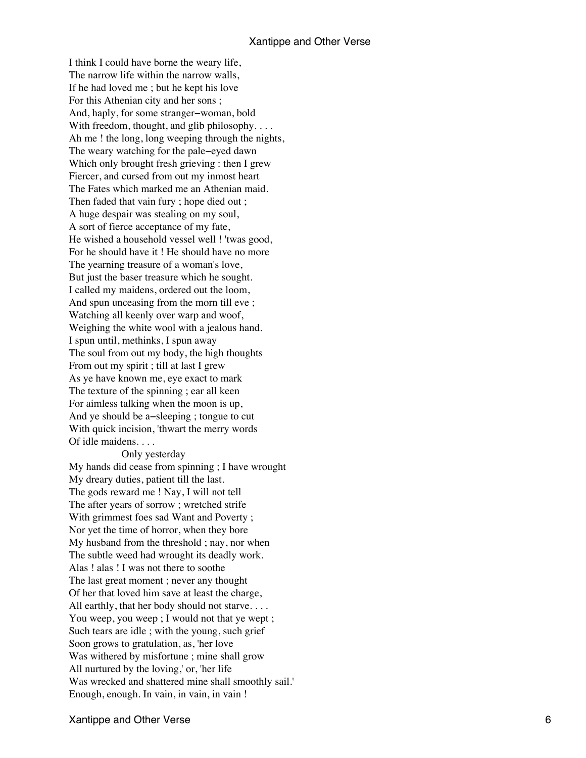I think I could have borne the weary life,
The narrow life within the narrow walls,
If he had loved me ; but he kept his love
For this Athenian city and her sons ;
And, haply, for some stranger−woman, bold
With freedom, thought, and glib philosophy. . . .
Ah me ! the long, long weeping through the nights,
The weary watching for the pale−eyed dawn
Which only brought fresh grieving : then I grew
Fiercer, and cursed from out my inmost heart
The Fates which marked me an Athenian maid.
Then faded that vain fury ; hope died out ;
A huge despair was stealing on my soul,
A sort of fierce acceptance of my fate,
He wished a household vessel well ! 'twas good,
For he should have it ! He should have no more
The yearning treasure of a woman's love,
But just the baser treasure which he sought.
I called my maidens, ordered out the loom,
And spun unceasing from the morn till eve ;
Watching all keenly over warp and woof,
Weighing the white wool with a jealous hand.
I spun until, methinks, I spun away
The soul from out my body, the high thoughts
From out my spirit ; till at last I grew
As ye have known me, eye exact to mark
The texture of the spinning ; ear all keen
For aimless talking when the moon is up,
And ye should be a−sleeping ; tongue to cut
With quick incision, 'thwart the merry words
Of idle maidens. . . .

Only yesterday

My hands did cease from spinning ; I have wrought
My dreary duties, patient till the last.
The gods reward me ! Nay, I will not tell
The after years of sorrow ; wretched strife
With grimmest foes sad Want and Poverty ;
Nor yet the time of horror, when they bore
My husband from the threshold ; nay, nor when
The subtle weed had wrought its deadly work.
Alas ! alas ! I was not there to soothe
The last great moment ; never any thought
Of her that loved him save at least the charge,
All earthly, that her body should not starve. . . .
You weep, you weep ; I would not that ye wept ;
Such tears are idle ; with the young, such grief
Soon grows to gratulation, as, 'her love
Was withered by misfortune ; mine shall grow
All nurtured by the loving,' or, 'her life
Was wrecked and shattered mine shall smoothly sail.'
Enough, enough. In vain, in vain, in vain !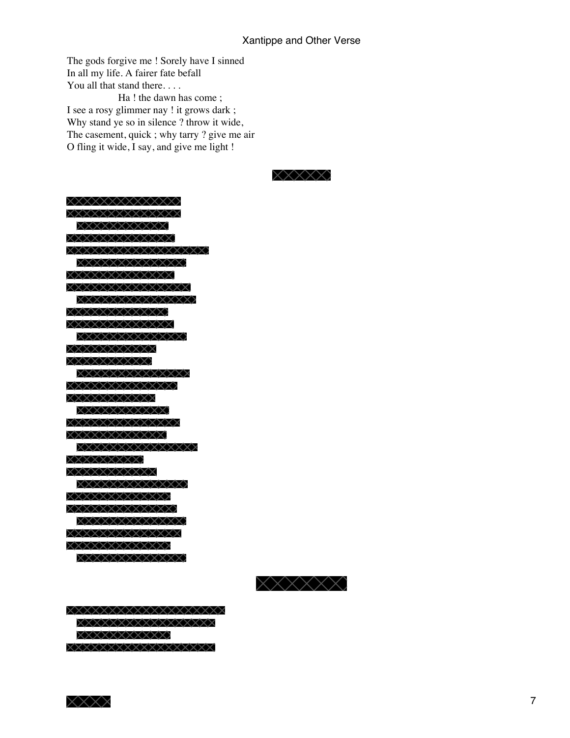The gods forgive me ! Sorely have I sinned
In all my life. A fairer fate befall
You all that stand there. . . .
Ha ! the dawn has come ;
I see a rosy glimmer nay ! it grows dark ;
Why stand ye so in silence ? throw it wide,
The casement, quick ; why tarry ? give me air
O fling it wide, I say, and give me light !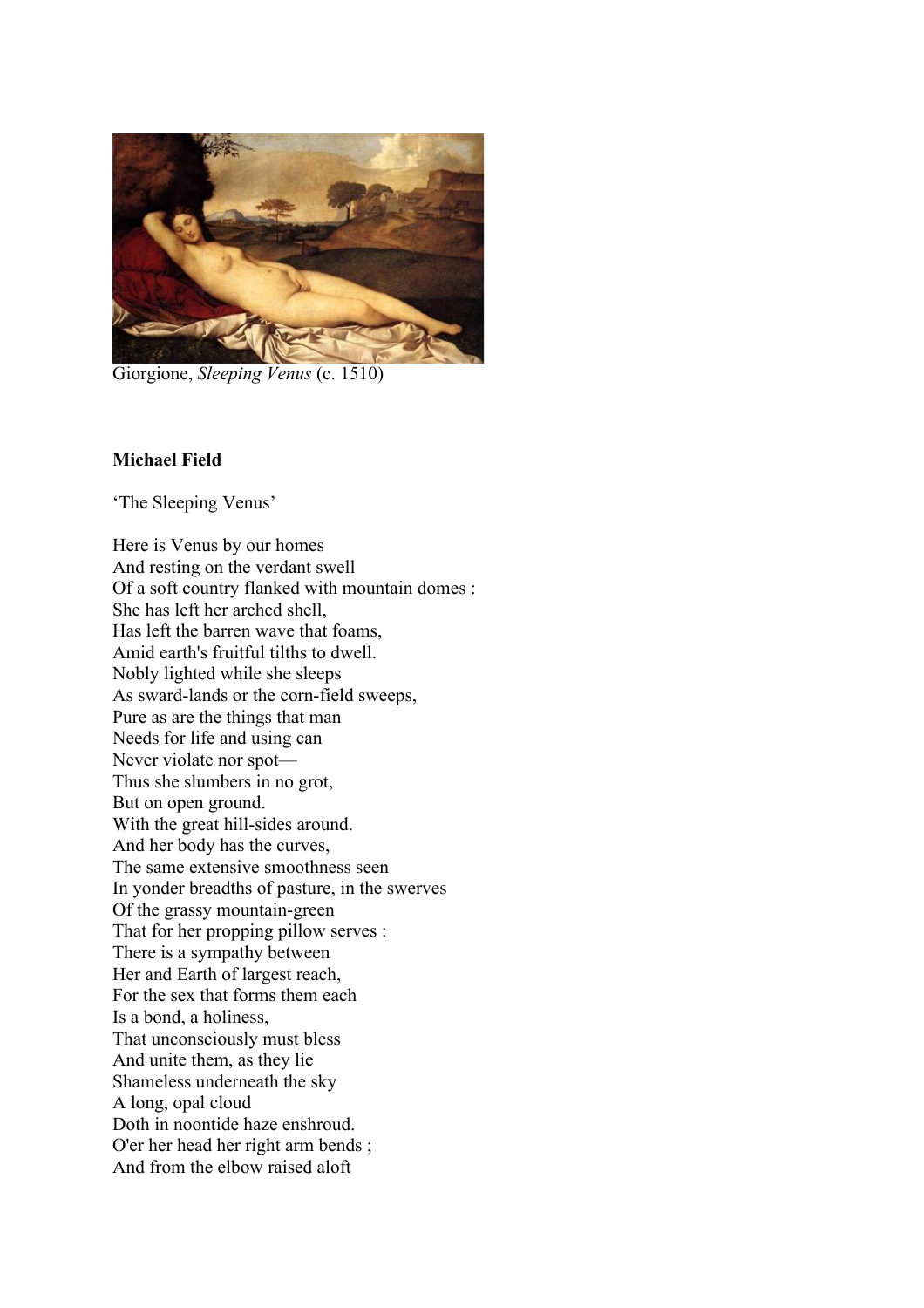Giorgione, *Sleeping Venus* (c. 1510)

**Michael Field**

'The Sleeping Venus'

Here is Venus by our homes
And resting on the verdant swell
Of a soft country flanked with mountain domes :
She has left her arched shell,
Has left the barren wave that foams,
Amid earth's fruitful tilths to dwell.
Nobly lighted while she sleeps
As sward-lands or the corn-field sweeps,
Pure as are the things that man
Needs for life and using can
Never violate nor spot—
Thus she slumbers in no grot,
But on open ground.
With the great hill-sides around.
And her body has the curves,
The same extensive smoothness seen
In yonder breadths of pasture, in the swerves
Of the grassy mountain-green
That for her propping pillow serves :
There is a sympathy between
Her and Earth of largest reach,
For the sex that forms them each
Is a bond, a holiness,
That unconsciously must bless
And unite them, as they lie
Shameless underneath the sky
A long, opal cloud
Doth in noontide haze enshroud.
O'er her head her right arm bends ;
And from the elbow raised aloft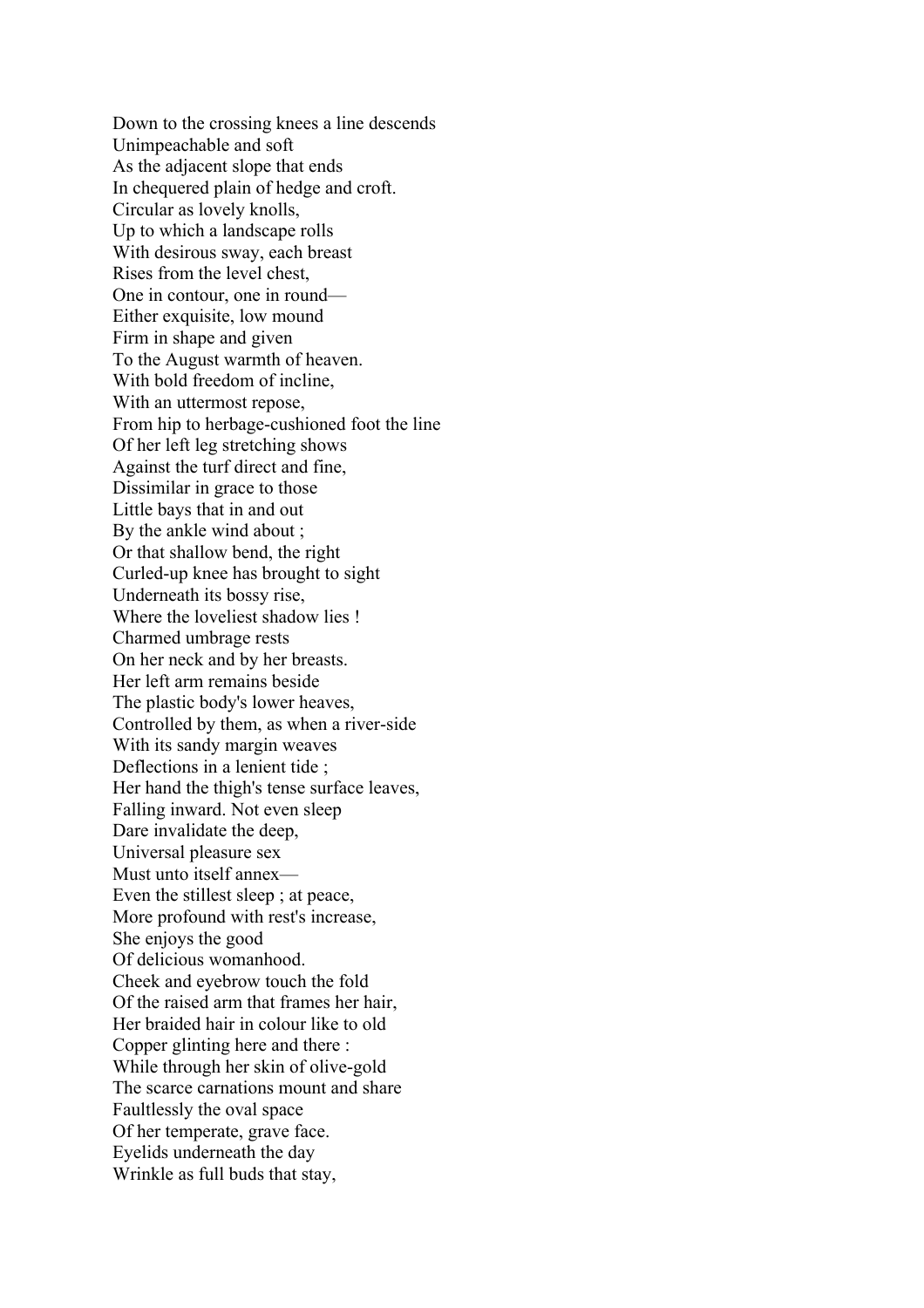Down to the crossing knees a line descends
Unimpeachable and soft
As the adjacent slope that ends
In chequered plain of hedge and croft.
Circular as lovely knolls,
Up to which a landscape rolls
With desirous sway, each breast
Rises from the level chest,
One in contour, one in round—
Either exquisite, low mound
Firm in shape and given
To the August warmth of heaven.
With bold freedom of incline,
With an uttermost repose,
From hip to herbage-cushioned foot the line
Of her left leg stretching shows
Against the turf direct and fine,
Dissimilar in grace to those
Little bays that in and out
By the ankle wind about ;
Or that shallow bend, the right
Curled-up knee has brought to sight
Underneath its bossy rise,
Where the loveliest shadow lies !
Charmed umbrage rests
On her neck and by her breasts.
Her left arm remains beside
The plastic body's lower heaves,
Controlled by them, as when a river-side
With its sandy margin weaves
Deflections in a lenient tide ;
Her hand the thigh's tense surface leaves,
Falling inward. Not even sleep
Dare invalidate the deep,
Universal pleasure sex
Must unto itself annex—
Even the stillest sleep ; at peace,
More profound with rest's increase,
She enjoys the good
Of delicious womanhood.
Cheek and eyebrow touch the fold
Of the raised arm that frames her hair,
Her braided hair in colour like to old
Copper glinting here and there :
While through her skin of olive-gold
The scarce carnations mount and share
Faultlessly the oval space
Of her temperate, grave face.
Eyelids underneath the day
Wrinkle as full buds that stay,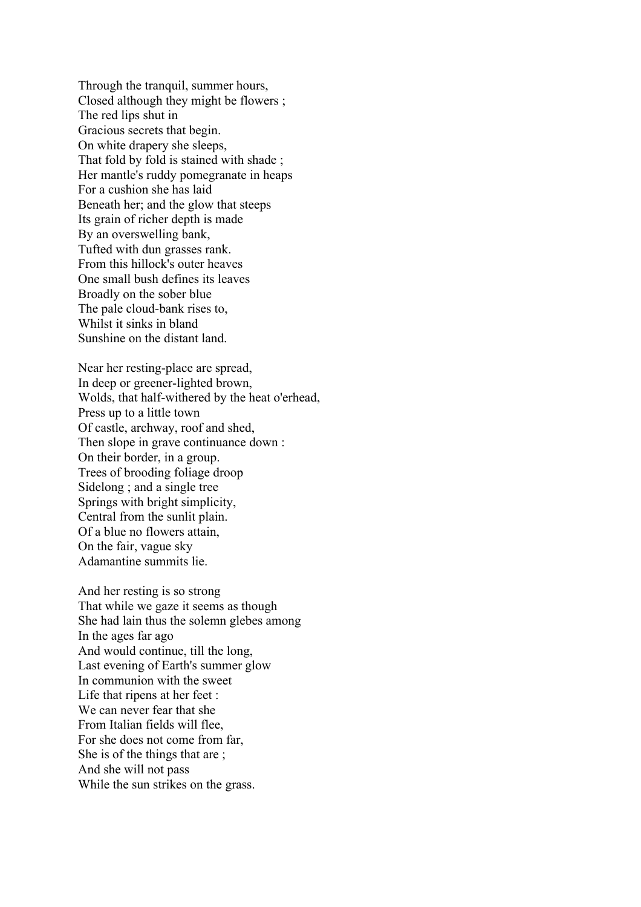Through the tranquil, summer hours,  
Closed although they might be flowers ;  
The red lips shut in  
Gracious secrets that begin.  
On white drapery she sleeps,  
That fold by fold is stained with shade ;  
Her mantle's ruddy pomegranate in heaps  
For a cushion she has laid  
Beneath her; and the glow that steeps  
Its grain of richer depth is made  
By an overswelling bank,  
Tufted with dun grasses rank.  
From this hillock's outer heaves  
One small bush defines its leaves  
Broadly on the sober blue  
The pale cloud-bank rises to,  
Whilst it sinks in bland  
Sunshine on the distant land.

Near her resting-place are spread,  
In deep or greener-lighted brown,  
Wolds, that half-withered by the heat o'erhead,  
Press up to a little town  
Of castle, archway, roof and shed,  
Then slope in grave continuance down :  
On their border, in a group.  
Trees of brooding foliage droop  
Sidelong ; and a single tree  
Springs with bright simplicity,  
Central from the sunlit plain.  
Of a blue no flowers attain,  
On the fair, vague sky  
Adamantine summits lie.

And her resting is so strong  
That while we gaze it seems as though  
She had lain thus the solemn glebes among  
In the ages far ago  
And would continue, till the long,  
Last evening of Earth's summer glow  
In communion with the sweet  
Life that ripens at her feet :  
We can never fear that she  
From Italian fields will flee,  
For she does not come from far,  
She is of the things that are ;  
And she will not pass  
While the sun strikes on the grass.